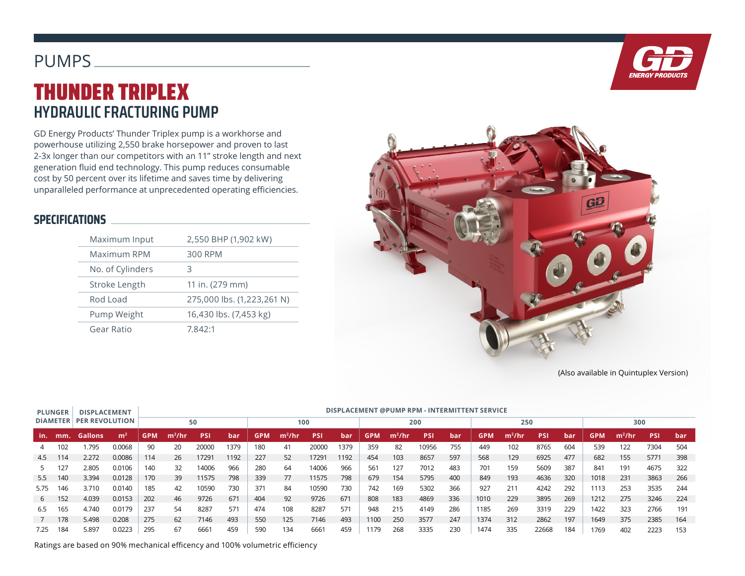PUMPS

# THUNDER TRIPLEX
## HYDRAULIC FRACTURING PUMP

GD Energy Products' Thunder Triplex pump is a workhorse and powerhouse utilizing 2,550 brake horsepower and proven to last 2-3x longer than our competitors with an 11" stroke length and next generation fluid end technology. This pump reduces consumable cost by 50 percent over its lifetime and saves time by delivering unparalleled performance at unprecedented operating efficiencies.

## SPECIFICATIONS

| | |
|---|---|
| Maximum Input | 2,550 BHP (1,902 kW) |
| Maximum RPM | 300 RPM |
| No. of Cylinders | 3 |
| Stroke Length | 11 in. (279 mm) |
| Rod Load | 275,000 lbs. (1,223,261 N) |
| Pump Weight | 16,430 lbs. (7,453 kg) |
| Gear Ratio | 7.842:1 |

(Also available in Quintuplex Version)

| PLUNGER DIAMETER | | DISPLACEMENT PER REVOLUTION | | DISPLACEMENT @PUMP RPM - INTERMITTENT SERVICE | | | | | | | | | | | | | | | | | | | |
|---|---|---|---|---|---|---|---|---|---|---|---|---|---|---|---|---|---|---|---|---|---|---|---|
| | | | | 50 | | | | 100 | | | | 200 | | | | 250 | | | | 300 | | | |
| in. | mm. | Gallons | $m^2$ | GPM | $m^2/hr$ | PSI | bar | GPM | $m^2/hr$ | PSI | bar | GPM | $m^2/hr$ | PSI | bar | GPM | $m^2/hr$ | PSI | bar | GPM | $m^2/hr$ | PSI | bar |
| 4 | 102 | 1.795 | 0.0068 | 90 | 20 | 20000 | 1379 | 180 | 41 | 20000 | 1379 | 359 | 82 | 10956 | 755 | 449 | 102 | 8765 | 604 | 539 | 122 | 7304 | 504 |
| 4.5 | 114 | 2.272 | 0.0086 | 114 | 26 | 17291 | 1192 | 227 | 52 | 17291 | 1192 | 454 | 103 | 8657 | 597 | 568 | 129 | 6925 | 477 | 682 | 155 | 5771 | 398 |
| 5 | 127 | 2.805 | 0.0106 | 140 | 32 | 14006 | 966 | 280 | 64 | 14006 | 966 | 561 | 127 | 7012 | 483 | 701 | 159 | 5609 | 387 | 841 | 191 | 4675 | 322 |
| 5.5 | 140 | 3.394 | 0.0128 | 170 | 39 | 11575 | 798 | 339 | 77 | 11575 | 798 | 679 | 154 | 5795 | 400 | 849 | 193 | 4636 | 320 | 1018 | 231 | 3863 | 266 |
| 5.75 | 146 | 3.710 | 0.0140 | 185 | 42 | 10590 | 730 | 371 | 84 | 10590 | 730 | 742 | 169 | 5302 | 366 | 927 | 211 | 4242 | 292 | 1113 | 253 | 3535 | 244 |
| 6 | 152 | 4.039 | 0.0153 | 202 | 46 | 9726 | 671 | 404 | 92 | 9726 | 671 | 808 | 183 | 4869 | 336 | 1010 | 229 | 3895 | 269 | 1212 | 275 | 3246 | 224 |
| 6.5 | 165 | 4.740 | 0.0179 | 237 | 54 | 8287 | 571 | 474 | 108 | 8287 | 571 | 948 | 215 | 4149 | 286 | 1185 | 269 | 3319 | 229 | 1422 | 323 | 2766 | 191 |
| 7 | 178 | 5.498 | 0.208 | 275 | 62 | 7146 | 493 | 550 | 125 | 7146 | 493 | 1100 | 250 | 3577 | 247 | 1374 | 312 | 2862 | 197 | 1649 | 375 | 2385 | 164 |
| 7.25 | 184 | 5.897 | 0.0223 | 295 | 67 | 6661 | 459 | 590 | 134 | 6661 | 459 | 1179 | 268 | 3335 | 230 | 1474 | 335 | 22668 | 184 | 1769 | 402 | 2223 | 153 |

Ratings are based on 90% mechanical efficency and 100% volumetric efficiency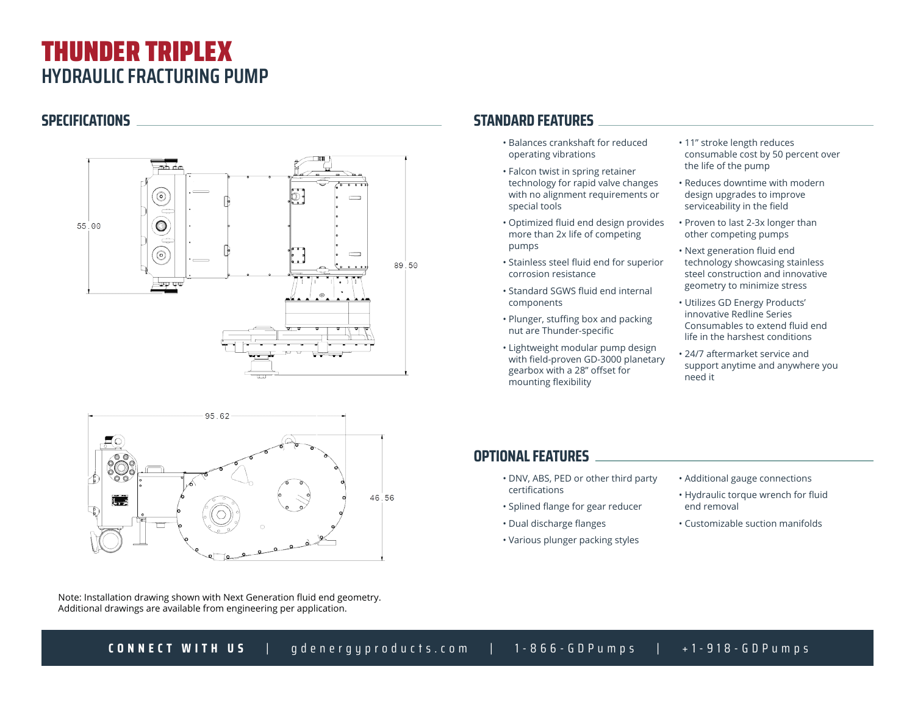# THUNDER TRIPLEX

## HYDRAULIC FRACTURING PUMP

## SPECIFICATIONS

55.00

89.50

95.62

46.56

Note: Installation drawing shown with Next Generation fluid end geometry.
Additional drawings are available from engineering per application.

## STANDARD FEATURES

- Balances crankshaft for reduced operating vibrations
- Falcon twist in spring retainer technology for rapid valve changes with no alignment requirements or special tools
- Optimized fluid end design provides more than 2x life of competing pumps
- Stainless steel fluid end for superior corrosion resistance
- Standard SGWS fluid end internal components
- Plunger, stuffing box and packing nut are Thunder-specific
- Lightweight modular pump design with field-proven GD-3000 planetary gearbox with a 28" offset for mounting flexibility
- 11" stroke length reduces consumable cost by 50 percent over the life of the pump
- Reduces downtime with modern design upgrades to improve serviceability in the field
- Proven to last 2-3x longer than other competing pumps
- Next generation fluid end technology showcasing stainless steel construction and innovative geometry to minimize stress
- Utilizes GD Energy Products' innovative Redline Series Consumables to extend fluid end life in the harshest conditions
- 24/7 aftermarket service and support anytime and anywhere you need it

## OPTIONAL FEATURES

- DNV, ABS, PED or other third party certifications
- Splined flange for gear reducer
- Dual discharge flanges
- Various plunger packing styles
- Additional gauge connections
- Hydraulic torque wrench for fluid end removal
- Customizable suction manifolds

**CONNECT WITH US** | gdenergyproducts.com | 1-866-GDPumps | +1-918-GDPumps